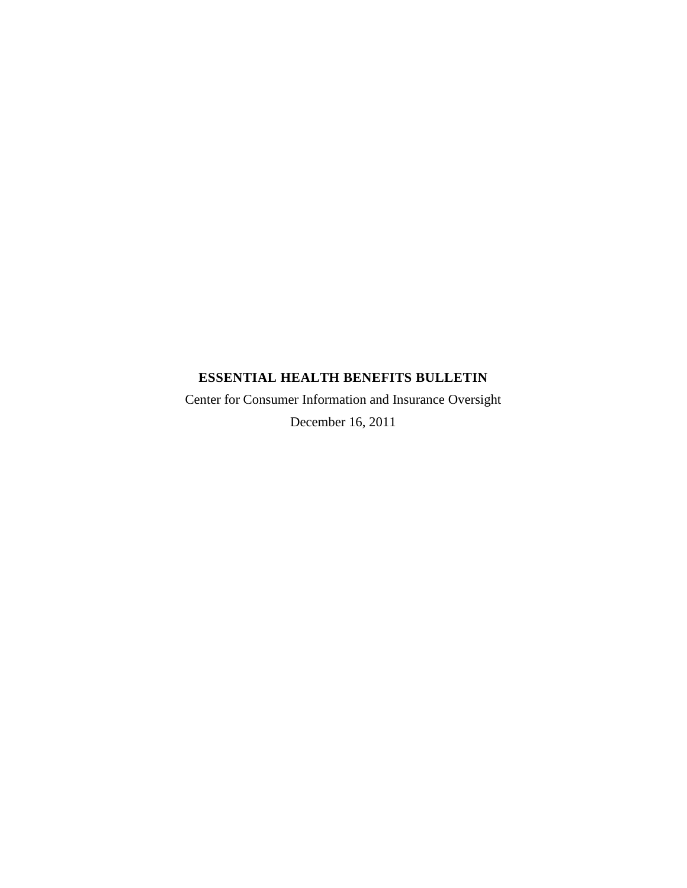# ESSENTIAL HEALTH BENEFITS BULLETIN

Center for Consumer Information and Insurance Oversight

December 16, 2011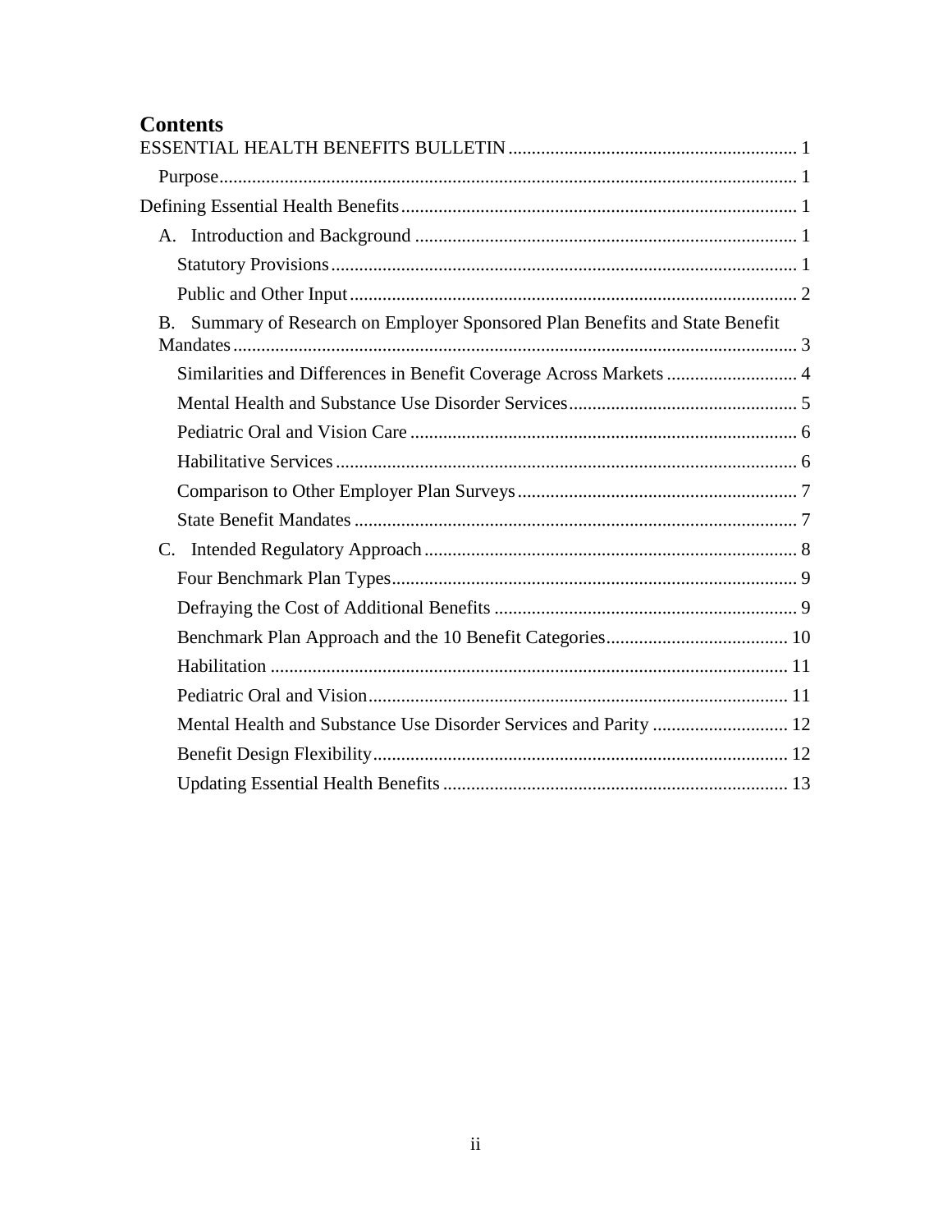# Contents

ESSENTIAL HEALTH BENEFITS BULLETIN ............................................................. 1

- Purpose ........................................................................................................... 1

Defining Essential Health Benefits ...................................................................... 1

- A. Introduction and Background .................................................................. 1
  - Statutory Provisions ................................................................................. 1
  - Public and Other Input .............................................................................. 2
- B. Summary of Research on Employer Sponsored Plan Benefits and State Benefit Mandates ........................................................................................................ 3
  - Similarities and Differences in Benefit Coverage Across Markets ............................ 4
  - Mental Health and Substance Use Disorder Services ............................................... 5
  - Pediatric Oral and Vision Care ................................................................... 6
  - Habilitative Services .................................................................................. 6
  - Comparison to Other Employer Plan Surveys ............................................... 7
  - State Benefit Mandates .............................................................................. 7
- C. Intended Regulatory Approach ............................................................... 8
  - Four Benchmark Plan Types ....................................................................... 9
  - Defraying the Cost of Additional Benefits ................................................... 9
  - Benchmark Plan Approach and the 10 Benefit Categories ....................................... 10
  - Habilitation .............................................................................................. 11
  - Pediatric Oral and Vision ........................................................................... 11
  - Mental Health and Substance Use Disorder Services and Parity ............................. 12
  - Benefit Design Flexibility ........................................................................... 12
  - Updating Essential Health Benefits ............................................................. 13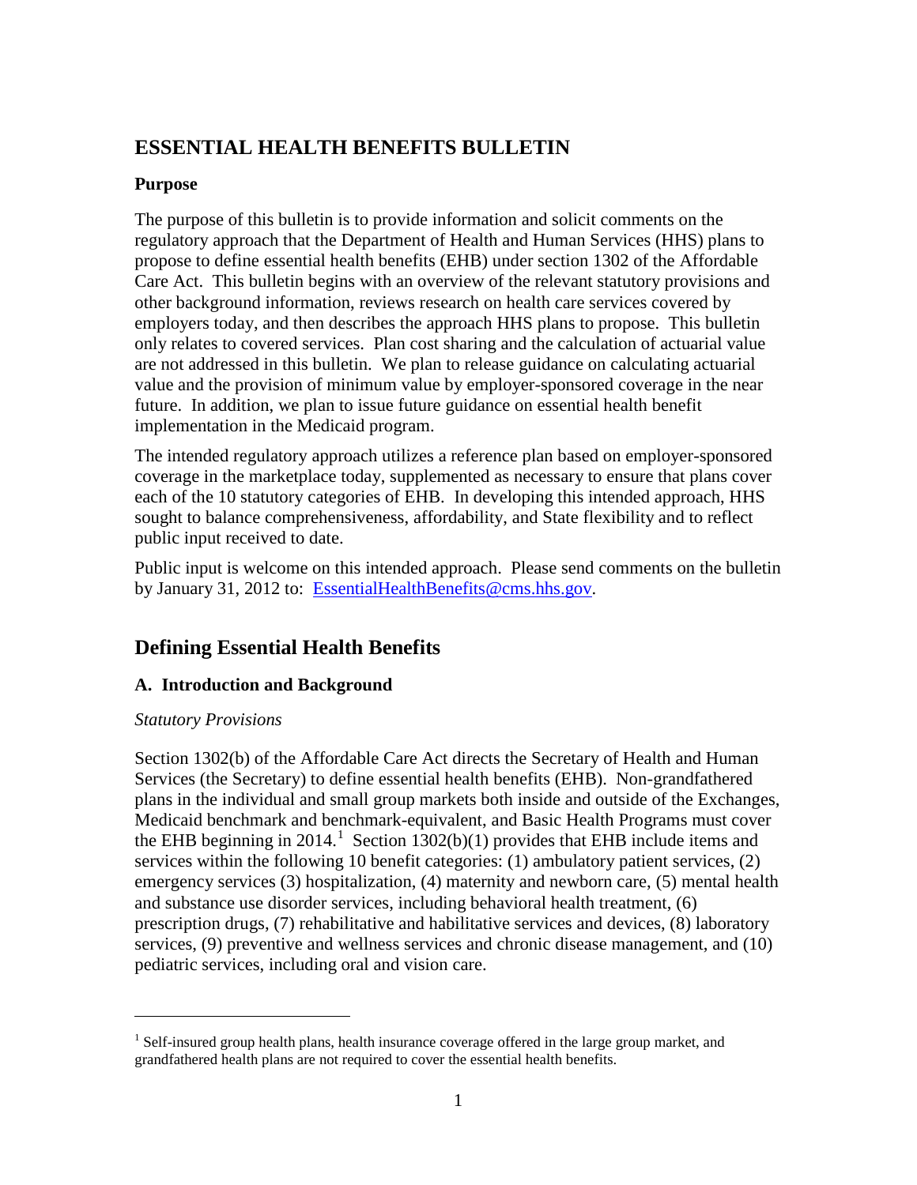# ESSENTIAL HEALTH BENEFITS BULLETIN

### Purpose

The purpose of this bulletin is to provide information and solicit comments on the regulatory approach that the Department of Health and Human Services (HHS) plans to propose to define essential health benefits (EHB) under section 1302 of the Affordable Care Act. This bulletin begins with an overview of the relevant statutory provisions and other background information, reviews research on health care services covered by employers today, and then describes the approach HHS plans to propose. This bulletin only relates to covered services. Plan cost sharing and the calculation of actuarial value are not addressed in this bulletin. We plan to release guidance on calculating actuarial value and the provision of minimum value by employer-sponsored coverage in the near future. In addition, we plan to issue future guidance on essential health benefit implementation in the Medicaid program.

The intended regulatory approach utilizes a reference plan based on employer-sponsored coverage in the marketplace today, supplemented as necessary to ensure that plans cover each of the 10 statutory categories of EHB. In developing this intended approach, HHS sought to balance comprehensiveness, affordability, and State flexibility and to reflect public input received to date.

Public input is welcome on this intended approach. Please send comments on the bulletin by January 31, 2012 to: EssentialHealthBenefits@cms.hhs.gov.

## Defining Essential Health Benefits

### A. Introduction and Background

*Statutory Provisions*

Section 1302(b) of the Affordable Care Act directs the Secretary of Health and Human Services (the Secretary) to define essential health benefits (EHB). Non-grandfathered plans in the individual and small group markets both inside and outside of the Exchanges, Medicaid benchmark and benchmark-equivalent, and Basic Health Programs must cover the EHB beginning in 2014.[1] Section 1302(b)(1) provides that EHB include items and services within the following 10 benefit categories: (1) ambulatory patient services, (2) emergency services (3) hospitalization, (4) maternity and newborn care, (5) mental health and substance use disorder services, including behavioral health treatment, (6) prescription drugs, (7) rehabilitative and habilitative services and devices, (8) laboratory services, (9) preventive and wellness services and chronic disease management, and (10) pediatric services, including oral and vision care.

[1] Self-insured group health plans, health insurance coverage offered in the large group market, and grandfathered health plans are not required to cover the essential health benefits.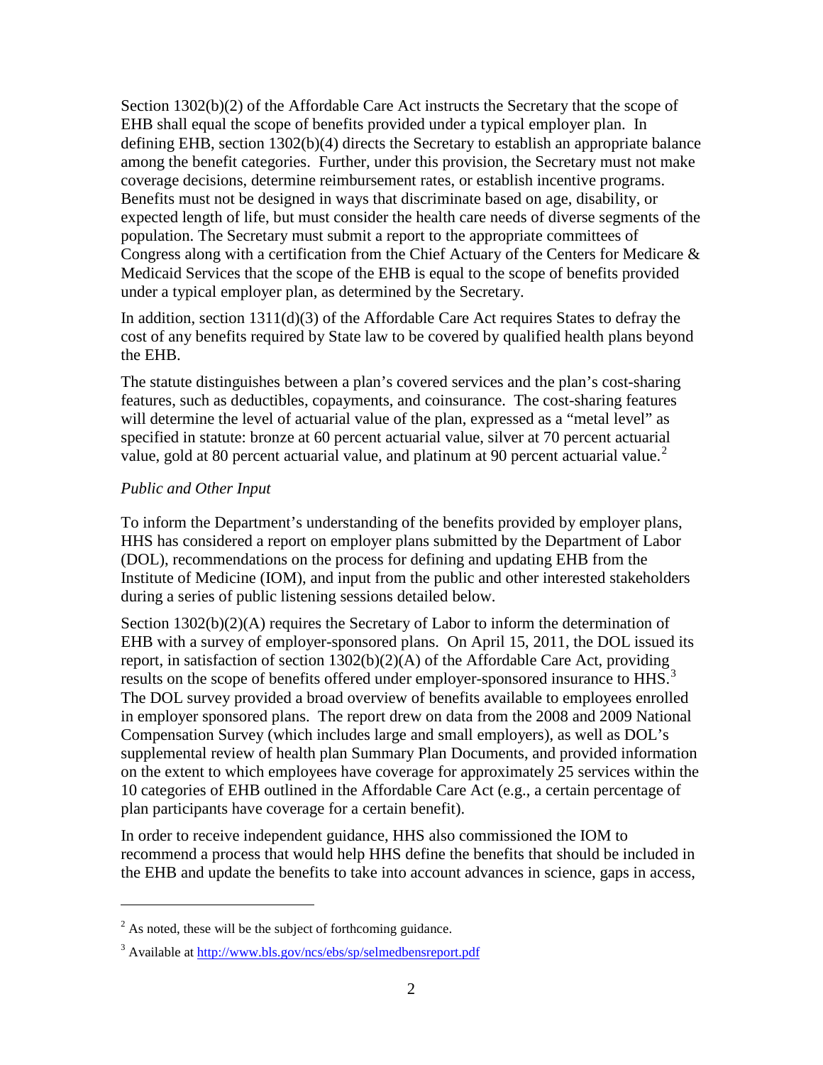Section 1302(b)(2) of the Affordable Care Act instructs the Secretary that the scope of EHB shall equal the scope of benefits provided under a typical employer plan. In defining EHB, section 1302(b)(4) directs the Secretary to establish an appropriate balance among the benefit categories. Further, under this provision, the Secretary must not make coverage decisions, determine reimbursement rates, or establish incentive programs. Benefits must not be designed in ways that discriminate based on age, disability, or expected length of life, but must consider the health care needs of diverse segments of the population. The Secretary must submit a report to the appropriate committees of Congress along with a certification from the Chief Actuary of the Centers for Medicare & Medicaid Services that the scope of the EHB is equal to the scope of benefits provided under a typical employer plan, as determined by the Secretary.

In addition, section 1311(d)(3) of the Affordable Care Act requires States to defray the cost of any benefits required by State law to be covered by qualified health plans beyond the EHB.

The statute distinguishes between a plan's covered services and the plan's cost-sharing features, such as deductibles, copayments, and coinsurance. The cost-sharing features will determine the level of actuarial value of the plan, expressed as a "metal level" as specified in statute: bronze at 60 percent actuarial value, silver at 70 percent actuarial value, gold at 80 percent actuarial value, and platinum at 90 percent actuarial value.[2]

*Public and Other Input*

To inform the Department's understanding of the benefits provided by employer plans, HHS has considered a report on employer plans submitted by the Department of Labor (DOL), recommendations on the process for defining and updating EHB from the Institute of Medicine (IOM), and input from the public and other interested stakeholders during a series of public listening sessions detailed below.

Section 1302(b)(2)(A) requires the Secretary of Labor to inform the determination of EHB with a survey of employer-sponsored plans. On April 15, 2011, the DOL issued its report, in satisfaction of section 1302(b)(2)(A) of the Affordable Care Act, providing results on the scope of benefits offered under employer-sponsored insurance to HHS.[3] The DOL survey provided a broad overview of benefits available to employees enrolled in employer sponsored plans. The report drew on data from the 2008 and 2009 National Compensation Survey (which includes large and small employers), as well as DOL's supplemental review of health plan Summary Plan Documents, and provided information on the extent to which employees have coverage for approximately 25 services within the 10 categories of EHB outlined in the Affordable Care Act (e.g., a certain percentage of plan participants have coverage for a certain benefit).

In order to receive independent guidance, HHS also commissioned the IOM to recommend a process that would help HHS define the benefits that should be included in the EHB and update the benefits to take into account advances in science, gaps in access,

---

[2] As noted, these will be the subject of forthcoming guidance.

[3] Available at http://www.bls.gov/ncs/ebs/sp/selmedbensreport.pdf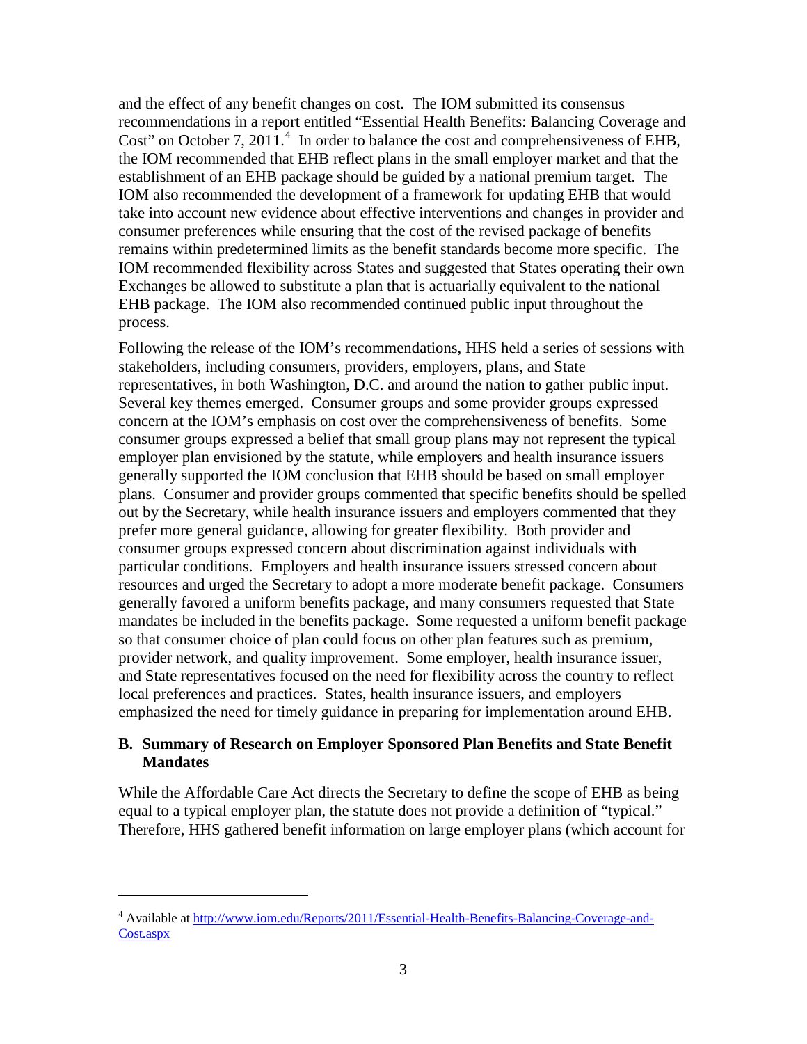and the effect of any benefit changes on cost. The IOM submitted its consensus recommendations in a report entitled "Essential Health Benefits: Balancing Coverage and Cost" on October 7, 2011.[4] In order to balance the cost and comprehensiveness of EHB, the IOM recommended that EHB reflect plans in the small employer market and that the establishment of an EHB package should be guided by a national premium target. The IOM also recommended the development of a framework for updating EHB that would take into account new evidence about effective interventions and changes in provider and consumer preferences while ensuring that the cost of the revised package of benefits remains within predetermined limits as the benefit standards become more specific. The IOM recommended flexibility across States and suggested that States operating their own Exchanges be allowed to substitute a plan that is actuarially equivalent to the national EHB package. The IOM also recommended continued public input throughout the process.

Following the release of the IOM's recommendations, HHS held a series of sessions with stakeholders, including consumers, providers, employers, plans, and State representatives, in both Washington, D.C. and around the nation to gather public input. Several key themes emerged. Consumer groups and some provider groups expressed concern at the IOM's emphasis on cost over the comprehensiveness of benefits. Some consumer groups expressed a belief that small group plans may not represent the typical employer plan envisioned by the statute, while employers and health insurance issuers generally supported the IOM conclusion that EHB should be based on small employer plans. Consumer and provider groups commented that specific benefits should be spelled out by the Secretary, while health insurance issuers and employers commented that they prefer more general guidance, allowing for greater flexibility. Both provider and consumer groups expressed concern about discrimination against individuals with particular conditions. Employers and health insurance issuers stressed concern about resources and urged the Secretary to adopt a more moderate benefit package. Consumers generally favored a uniform benefits package, and many consumers requested that State mandates be included in the benefits package. Some requested a uniform benefit package so that consumer choice of plan could focus on other plan features such as premium, provider network, and quality improvement. Some employer, health insurance issuer, and State representatives focused on the need for flexibility across the country to reflect local preferences and practices. States, health insurance issuers, and employers emphasized the need for timely guidance in preparing for implementation around EHB.

### B. Summary of Research on Employer Sponsored Plan Benefits and State Benefit Mandates

While the Affordable Care Act directs the Secretary to define the scope of EHB as being equal to a typical employer plan, the statute does not provide a definition of "typical." Therefore, HHS gathered benefit information on large employer plans (which account for

---

[4] Available at http://www.iom.edu/Reports/2011/Essential-Health-Benefits-Balancing-Coverage-and-Cost.aspx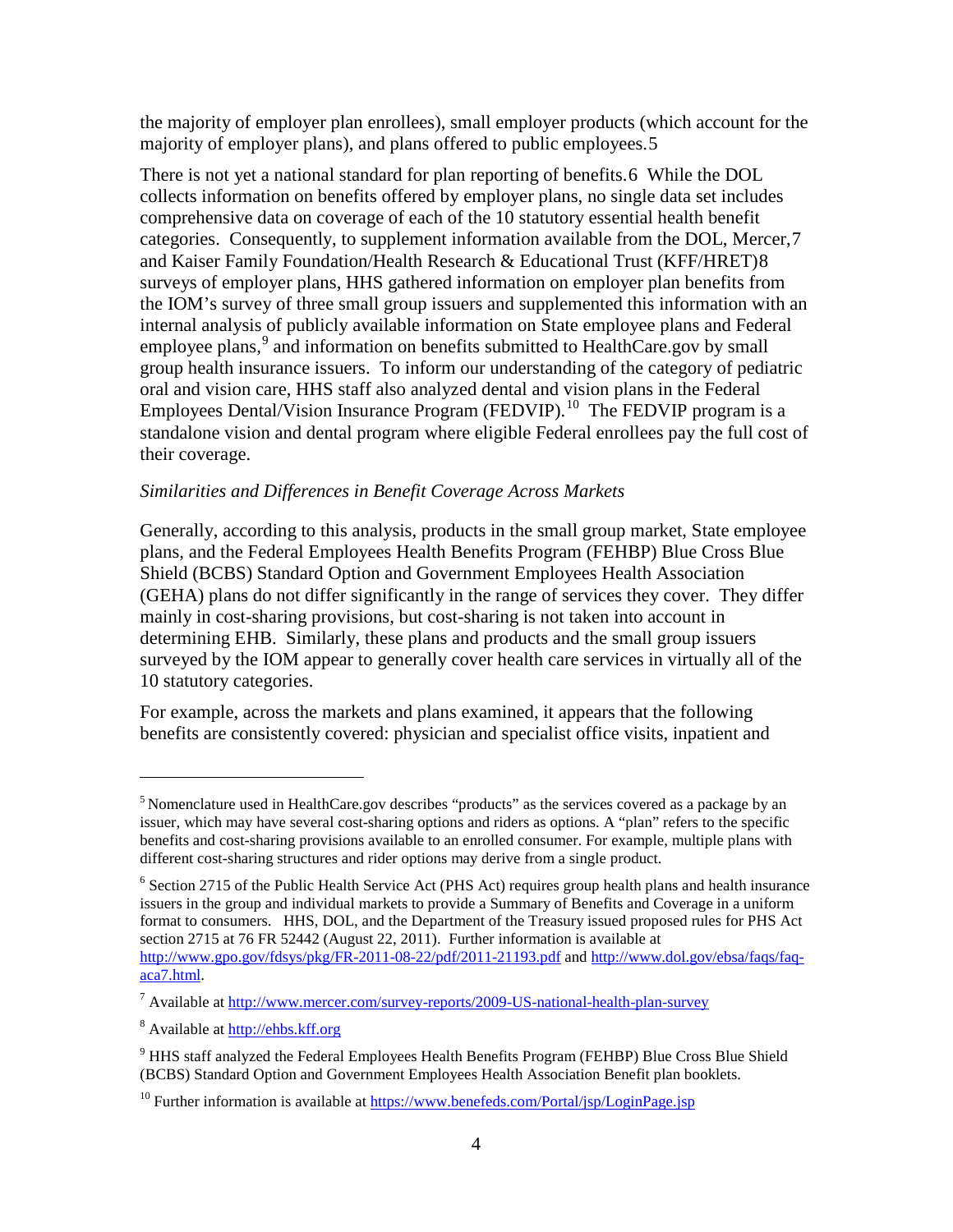the majority of employer plan enrollees), small employer products (which account for the majority of employer plans), and plans offered to public employees.[5]

There is not yet a national standard for plan reporting of benefits.[6] While the DOL collects information on benefits offered by employer plans, no single data set includes comprehensive data on coverage of each of the 10 statutory essential health benefit categories. Consequently, to supplement information available from the DOL, Mercer,[7] and Kaiser Family Foundation/Health Research & Educational Trust (KFF/HRET)[8] surveys of employer plans, HHS gathered information on employer plan benefits from the IOM's survey of three small group issuers and supplemented this information with an internal analysis of publicly available information on State employee plans and Federal employee plans,[9] and information on benefits submitted to HealthCare.gov by small group health insurance issuers. To inform our understanding of the category of pediatric oral and vision care, HHS staff also analyzed dental and vision plans in the Federal Employees Dental/Vision Insurance Program (FEDVIP).[10] The FEDVIP program is a standalone vision and dental program where eligible Federal enrollees pay the full cost of their coverage.

*Similarities and Differences in Benefit Coverage Across Markets*

Generally, according to this analysis, products in the small group market, State employee plans, and the Federal Employees Health Benefits Program (FEHBP) Blue Cross Blue Shield (BCBS) Standard Option and Government Employees Health Association (GEHA) plans do not differ significantly in the range of services they cover. They differ mainly in cost-sharing provisions, but cost-sharing is not taken into account in determining EHB. Similarly, these plans and products and the small group issuers surveyed by the IOM appear to generally cover health care services in virtually all of the 10 statutory categories.

For example, across the markets and plans examined, it appears that the following benefits are consistently covered: physician and specialist office visits, inpatient and

---

[5] Nomenclature used in HealthCare.gov describes "products" as the services covered as a package by an issuer, which may have several cost-sharing options and riders as options. A "plan" refers to the specific benefits and cost-sharing provisions available to an enrolled consumer. For example, multiple plans with different cost-sharing structures and rider options may derive from a single product.

[6] Section 2715 of the Public Health Service Act (PHS Act) requires group health plans and health insurance issuers in the group and individual markets to provide a Summary of Benefits and Coverage in a uniform format to consumers. HHS, DOL, and the Department of the Treasury issued proposed rules for PHS Act section 2715 at 76 FR 52442 (August 22, 2011). Further information is available at http://www.gpo.gov/fdsys/pkg/FR-2011-08-22/pdf/2011-21193.pdf and http://www.dol.gov/ebsa/faqs/faq-aca7.html.

[7] Available at http://www.mercer.com/survey-reports/2009-US-national-health-plan-survey

[8] Available at http://ehbs.kff.org

[9] HHS staff analyzed the Federal Employees Health Benefits Program (FEHBP) Blue Cross Blue Shield (BCBS) Standard Option and Government Employees Health Association Benefit plan booklets.

[10] Further information is available at https://www.benefeds.com/Portal/jsp/LoginPage.jsp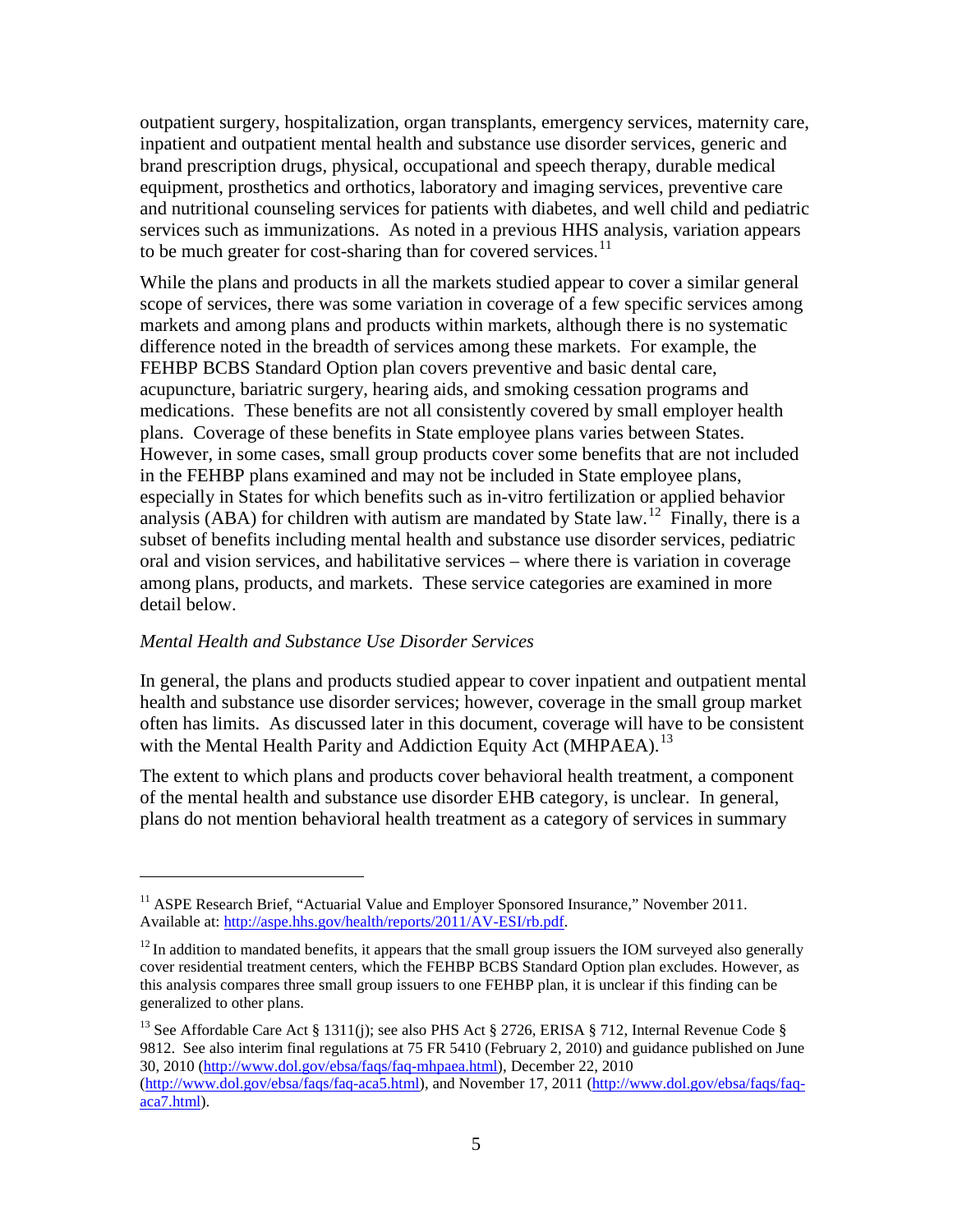outpatient surgery, hospitalization, organ transplants, emergency services, maternity care, inpatient and outpatient mental health and substance use disorder services, generic and brand prescription drugs, physical, occupational and speech therapy, durable medical equipment, prosthetics and orthotics, laboratory and imaging services, preventive care and nutritional counseling services for patients with diabetes, and well child and pediatric services such as immunizations. As noted in a previous HHS analysis, variation appears to be much greater for cost-sharing than for covered services.[11]

While the plans and products in all the markets studied appear to cover a similar general scope of services, there was some variation in coverage of a few specific services among markets and among plans and products within markets, although there is no systematic difference noted in the breadth of services among these markets. For example, the FEHBP BCBS Standard Option plan covers preventive and basic dental care, acupuncture, bariatric surgery, hearing aids, and smoking cessation programs and medications. These benefits are not all consistently covered by small employer health plans. Coverage of these benefits in State employee plans varies between States. However, in some cases, small group products cover some benefits that are not included in the FEHBP plans examined and may not be included in State employee plans, especially in States for which benefits such as in-vitro fertilization or applied behavior analysis (ABA) for children with autism are mandated by State law.[12] Finally, there is a subset of benefits including mental health and substance use disorder services, pediatric oral and vision services, and habilitative services – where there is variation in coverage among plans, products, and markets. These service categories are examined in more detail below.

*Mental Health and Substance Use Disorder Services*

In general, the plans and products studied appear to cover inpatient and outpatient mental health and substance use disorder services; however, coverage in the small group market often has limits. As discussed later in this document, coverage will have to be consistent with the Mental Health Parity and Addiction Equity Act (MHPAEA).[13]

The extent to which plans and products cover behavioral health treatment, a component of the mental health and substance use disorder EHB category, is unclear. In general, plans do not mention behavioral health treatment as a category of services in summary

---

[11] ASPE Research Brief, "Actuarial Value and Employer Sponsored Insurance," November 2011. Available at: http://aspe.hhs.gov/health/reports/2011/AV-ESI/rb.pdf.

[12] In addition to mandated benefits, it appears that the small group issuers the IOM surveyed also generally cover residential treatment centers, which the FEHBP BCBS Standard Option plan excludes. However, as this analysis compares three small group issuers to one FEHBP plan, it is unclear if this finding can be generalized to other plans.

[13] See Affordable Care Act § 1311(j); see also PHS Act § 2726, ERISA § 712, Internal Revenue Code § 9812. See also interim final regulations at 75 FR 5410 (February 2, 2010) and guidance published on June 30, 2010 (http://www.dol.gov/ebsa/faqs/faq-mhpaea.html), December 22, 2010 (http://www.dol.gov/ebsa/faqs/faq-aca5.html), and November 17, 2011 (http://www.dol.gov/ebsa/faqs/faq-aca7.html).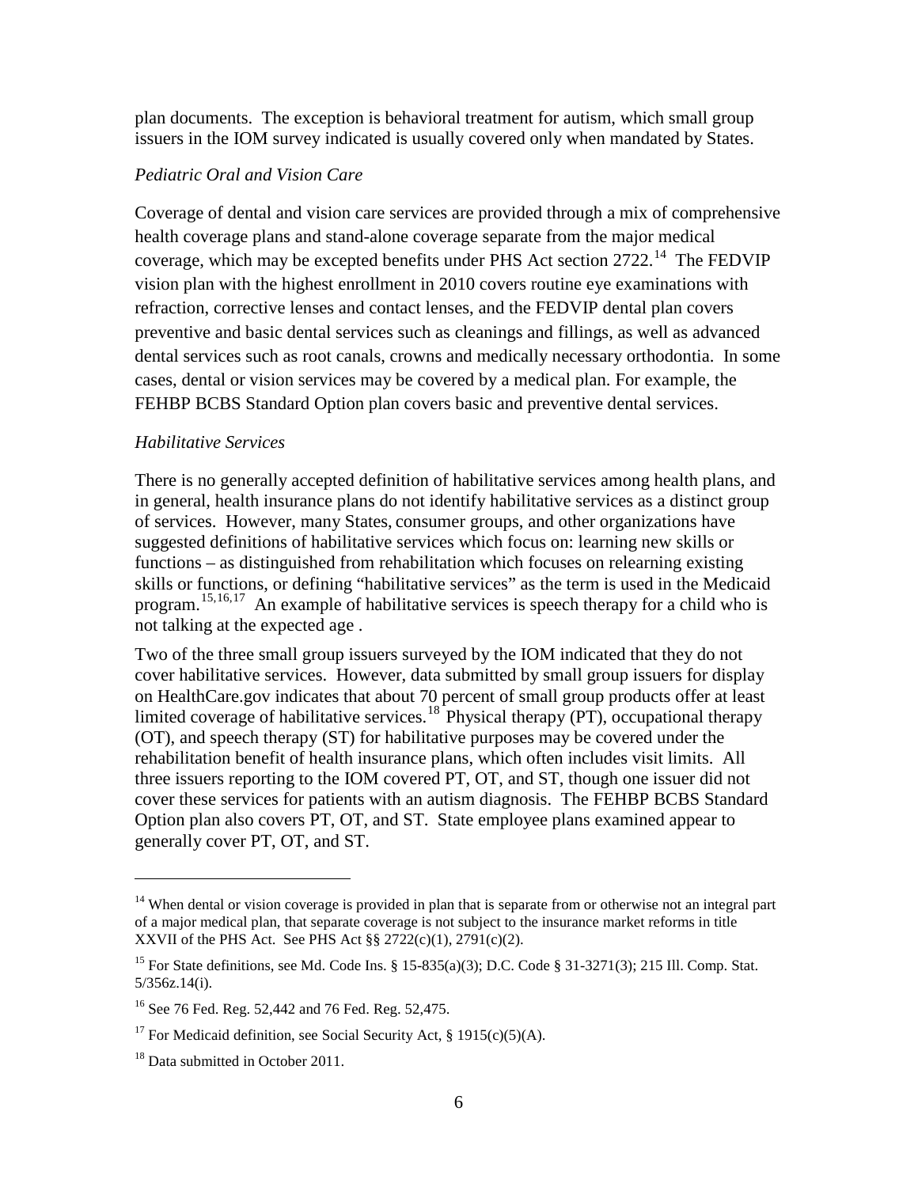plan documents. The exception is behavioral treatment for autism, which small group issuers in the IOM survey indicated is usually covered only when mandated by States.

*Pediatric Oral and Vision Care*

Coverage of dental and vision care services are provided through a mix of comprehensive health coverage plans and stand-alone coverage separate from the major medical coverage, which may be excepted benefits under PHS Act section 2722.[14] The FEDVIP vision plan with the highest enrollment in 2010 covers routine eye examinations with refraction, corrective lenses and contact lenses, and the FEDVIP dental plan covers preventive and basic dental services such as cleanings and fillings, as well as advanced dental services such as root canals, crowns and medically necessary orthodontia. In some cases, dental or vision services may be covered by a medical plan. For example, the FEHBP BCBS Standard Option plan covers basic and preventive dental services.

*Habilitative Services*

There is no generally accepted definition of habilitative services among health plans, and in general, health insurance plans do not identify habilitative services as a distinct group of services. However, many States, consumer groups, and other organizations have suggested definitions of habilitative services which focus on: learning new skills or functions – as distinguished from rehabilitation which focuses on relearning existing skills or functions, or defining "habilitative services" as the term is used in the Medicaid program.[15,16,17] An example of habilitative services is speech therapy for a child who is not talking at the expected age .

Two of the three small group issuers surveyed by the IOM indicated that they do not cover habilitative services. However, data submitted by small group issuers for display on HealthCare.gov indicates that about 70 percent of small group products offer at least limited coverage of habilitative services.[18] Physical therapy (PT), occupational therapy (OT), and speech therapy (ST) for habilitative purposes may be covered under the rehabilitation benefit of health insurance plans, which often includes visit limits. All three issuers reporting to the IOM covered PT, OT, and ST, though one issuer did not cover these services for patients with an autism diagnosis. The FEHBP BCBS Standard Option plan also covers PT, OT, and ST. State employee plans examined appear to generally cover PT, OT, and ST.

---

[14] When dental or vision coverage is provided in plan that is separate from or otherwise not an integral part of a major medical plan, that separate coverage is not subject to the insurance market reforms in title XXVII of the PHS Act. See PHS Act §§ 2722(c)(1), 2791(c)(2).

[15] For State definitions, see Md. Code Ins. § 15-835(a)(3); D.C. Code § 31-3271(3); 215 Ill. Comp. Stat. 5/356z.14(i).

[16] See 76 Fed. Reg. 52,442 and 76 Fed. Reg. 52,475.

[17] For Medicaid definition, see Social Security Act, § 1915(c)(5)(A).

[18] Data submitted in October 2011.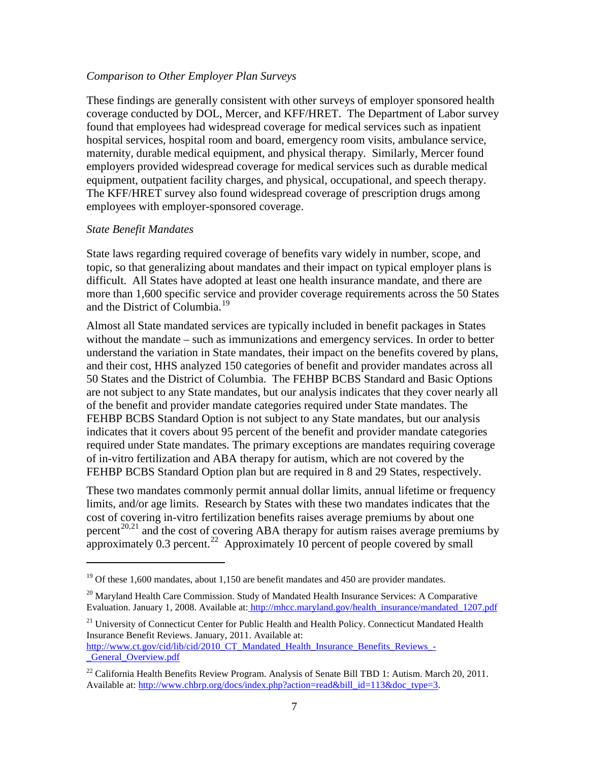*Comparison to Other Employer Plan Surveys*

These findings are generally consistent with other surveys of employer sponsored health coverage conducted by DOL, Mercer, and KFF/HRET. The Department of Labor survey found that employees had widespread coverage for medical services such as inpatient hospital services, hospital room and board, emergency room visits, ambulance service, maternity, durable medical equipment, and physical therapy. Similarly, Mercer found employers provided widespread coverage for medical services such as durable medical equipment, outpatient facility charges, and physical, occupational, and speech therapy. The KFF/HRET survey also found widespread coverage of prescription drugs among employees with employer-sponsored coverage.

*State Benefit Mandates*

State laws regarding required coverage of benefits vary widely in number, scope, and topic, so that generalizing about mandates and their impact on typical employer plans is difficult. All States have adopted at least one health insurance mandate, and there are more than 1,600 specific service and provider coverage requirements across the 50 States and the District of Columbia.[19]

Almost all State mandated services are typically included in benefit packages in States without the mandate – such as immunizations and emergency services. In order to better understand the variation in State mandates, their impact on the benefits covered by plans, and their cost, HHS analyzed 150 categories of benefit and provider mandates across all 50 States and the District of Columbia. The FEHBP BCBS Standard and Basic Options are not subject to any State mandates, but our analysis indicates that they cover nearly all of the benefit and provider mandate categories required under State mandates. The FEHBP BCBS Standard Option is not subject to any State mandates, but our analysis indicates that it covers about 95 percent of the benefit and provider mandate categories required under State mandates. The primary exceptions are mandates requiring coverage of in-vitro fertilization and ABA therapy for autism, which are not covered by the FEHBP BCBS Standard Option plan but are required in 8 and 29 States, respectively.

These two mandates commonly permit annual dollar limits, annual lifetime or frequency limits, and/or age limits. Research by States with these two mandates indicates that the cost of covering in-vitro fertilization benefits raises average premiums by about one percent[20,21] and the cost of covering ABA therapy for autism raises average premiums by approximately 0.3 percent.[22] Approximately 10 percent of people covered by small

---

[19] Of these 1,600 mandates, about 1,150 are benefit mandates and 450 are provider mandates.

[20] Maryland Health Care Commission. Study of Mandated Health Insurance Services: A Comparative Evaluation. January 1, 2008. Available at: http://mhcc.maryland.gov/health_insurance/mandated_1207.pdf

[21] University of Connecticut Center for Public Health and Health Policy. Connecticut Mandated Health Insurance Benefit Reviews. January, 2011. Available at: http://www.ct.gov/cid/lib/cid/2010_CT_Mandated_Health_Insurance_Benefits_Reviews_-_General_Overview.pdf

[22] California Health Benefits Review Program. Analysis of Senate Bill TBD 1: Autism. March 20, 2011. Available at: http://www.chbrp.org/docs/index.php?action=read&bill_id=113&doc_type=3.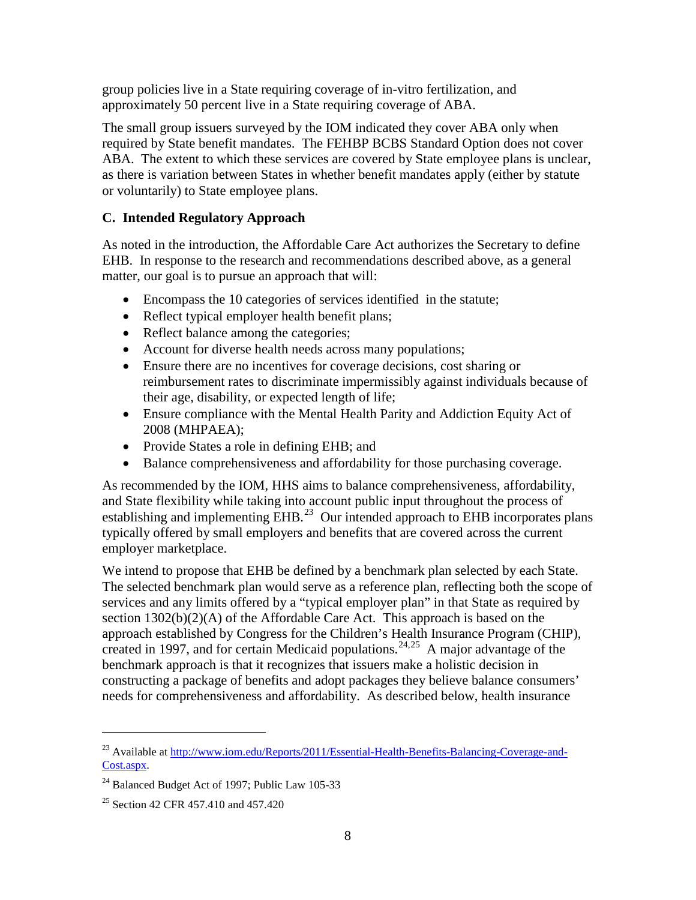group policies live in a State requiring coverage of in-vitro fertilization, and approximately 50 percent live in a State requiring coverage of ABA.

The small group issuers surveyed by the IOM indicated they cover ABA only when required by State benefit mandates. The FEHBP BCBS Standard Option does not cover ABA. The extent to which these services are covered by State employee plans is unclear, as there is variation between States in whether benefit mandates apply (either by statute or voluntarily) to State employee plans.

### C. Intended Regulatory Approach

As noted in the introduction, the Affordable Care Act authorizes the Secretary to define EHB. In response to the research and recommendations described above, as a general matter, our goal is to pursue an approach that will:

- Encompass the 10 categories of services identified in the statute;
- Reflect typical employer health benefit plans;
- Reflect balance among the categories;
- Account for diverse health needs across many populations;
- Ensure there are no incentives for coverage decisions, cost sharing or reimbursement rates to discriminate impermissibly against individuals because of their age, disability, or expected length of life;
- Ensure compliance with the Mental Health Parity and Addiction Equity Act of 2008 (MHPAEA);
- Provide States a role in defining EHB; and
- Balance comprehensiveness and affordability for those purchasing coverage.

As recommended by the IOM, HHS aims to balance comprehensiveness, affordability, and State flexibility while taking into account public input throughout the process of establishing and implementing EHB.[23] Our intended approach to EHB incorporates plans typically offered by small employers and benefits that are covered across the current employer marketplace.

We intend to propose that EHB be defined by a benchmark plan selected by each State. The selected benchmark plan would serve as a reference plan, reflecting both the scope of services and any limits offered by a "typical employer plan" in that State as required by section 1302(b)(2)(A) of the Affordable Care Act. This approach is based on the approach established by Congress for the Children's Health Insurance Program (CHIP), created in 1997, and for certain Medicaid populations.[24,25] A major advantage of the benchmark approach is that it recognizes that issuers make a holistic decision in constructing a package of benefits and adopt packages they believe balance consumers' needs for comprehensiveness and affordability. As described below, health insurance

---

[23] Available at http://www.iom.edu/Reports/2011/Essential-Health-Benefits-Balancing-Coverage-and-Cost.aspx.

[24] Balanced Budget Act of 1997; Public Law 105-33

[25] Section 42 CFR 457.410 and 457.420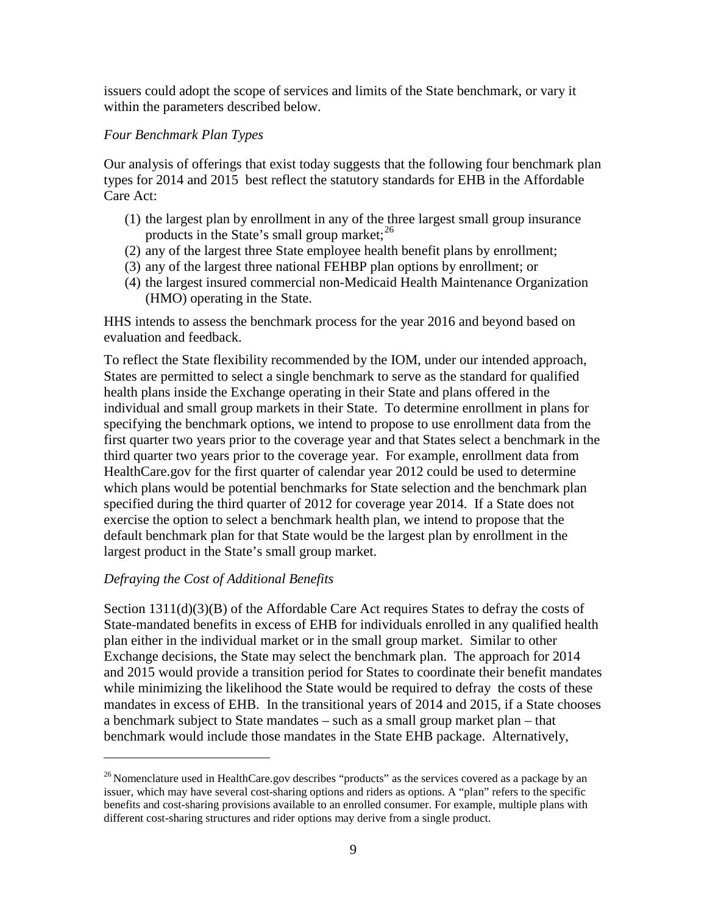issuers could adopt the scope of services and limits of the State benchmark, or vary it within the parameters described below.

*Four Benchmark Plan Types*

Our analysis of offerings that exist today suggests that the following four benchmark plan types for 2014 and 2015 best reflect the statutory standards for EHB in the Affordable Care Act:

1. the largest plan by enrollment in any of the three largest small group insurance products in the State's small group market;[26]
2. any of the largest three State employee health benefit plans by enrollment;
3. any of the largest three national FEHBP plan options by enrollment; or
4. the largest insured commercial non-Medicaid Health Maintenance Organization (HMO) operating in the State.

HHS intends to assess the benchmark process for the year 2016 and beyond based on evaluation and feedback.

To reflect the State flexibility recommended by the IOM, under our intended approach, States are permitted to select a single benchmark to serve as the standard for qualified health plans inside the Exchange operating in their State and plans offered in the individual and small group markets in their State. To determine enrollment in plans for specifying the benchmark options, we intend to propose to use enrollment data from the first quarter two years prior to the coverage year and that States select a benchmark in the third quarter two years prior to the coverage year. For example, enrollment data from HealthCare.gov for the first quarter of calendar year 2012 could be used to determine which plans would be potential benchmarks for State selection and the benchmark plan specified during the third quarter of 2012 for coverage year 2014. If a State does not exercise the option to select a benchmark health plan, we intend to propose that the default benchmark plan for that State would be the largest plan by enrollment in the largest product in the State's small group market.

*Defraying the Cost of Additional Benefits*

Section 1311(d)(3)(B) of the Affordable Care Act requires States to defray the costs of State-mandated benefits in excess of EHB for individuals enrolled in any qualified health plan either in the individual market or in the small group market. Similar to other Exchange decisions, the State may select the benchmark plan. The approach for 2014 and 2015 would provide a transition period for States to coordinate their benefit mandates while minimizing the likelihood the State would be required to defray the costs of these mandates in excess of EHB. In the transitional years of 2014 and 2015, if a State chooses a benchmark subject to State mandates – such as a small group market plan – that benchmark would include those mandates in the State EHB package. Alternatively,

---

[26] Nomenclature used in HealthCare.gov describes "products" as the services covered as a package by an issuer, which may have several cost-sharing options and riders as options. A "plan" refers to the specific benefits and cost-sharing provisions available to an enrolled consumer. For example, multiple plans with different cost-sharing structures and rider options may derive from a single product.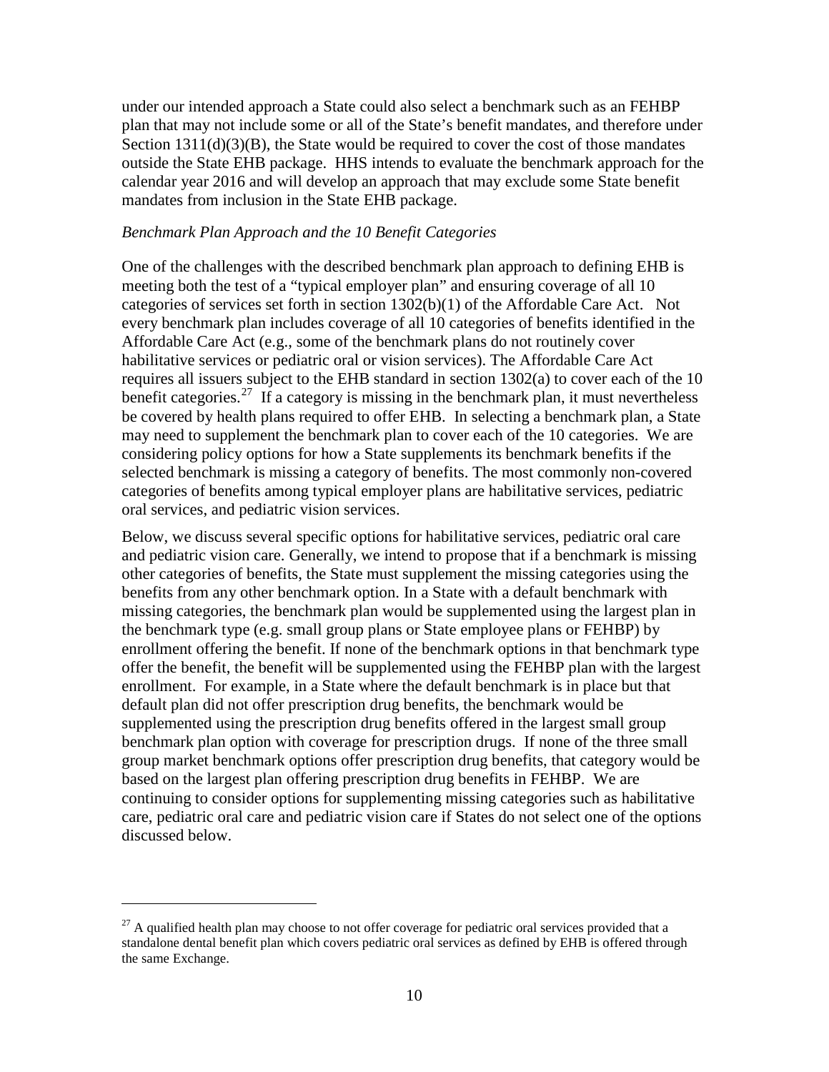under our intended approach a State could also select a benchmark such as an FEHBP plan that may not include some or all of the State's benefit mandates, and therefore under Section 1311(d)(3)(B), the State would be required to cover the cost of those mandates outside the State EHB package. HHS intends to evaluate the benchmark approach for the calendar year 2016 and will develop an approach that may exclude some State benefit mandates from inclusion in the State EHB package.

*Benchmark Plan Approach and the 10 Benefit Categories*

One of the challenges with the described benchmark plan approach to defining EHB is meeting both the test of a "typical employer plan" and ensuring coverage of all 10 categories of services set forth in section 1302(b)(1) of the Affordable Care Act. Not every benchmark plan includes coverage of all 10 categories of benefits identified in the Affordable Care Act (e.g., some of the benchmark plans do not routinely cover habilitative services or pediatric oral or vision services). The Affordable Care Act requires all issuers subject to the EHB standard in section 1302(a) to cover each of the 10 benefit categories.[27] If a category is missing in the benchmark plan, it must nevertheless be covered by health plans required to offer EHB. In selecting a benchmark plan, a State may need to supplement the benchmark plan to cover each of the 10 categories. We are considering policy options for how a State supplements its benchmark benefits if the selected benchmark is missing a category of benefits. The most commonly non-covered categories of benefits among typical employer plans are habilitative services, pediatric oral services, and pediatric vision services.

Below, we discuss several specific options for habilitative services, pediatric oral care and pediatric vision care. Generally, we intend to propose that if a benchmark is missing other categories of benefits, the State must supplement the missing categories using the benefits from any other benchmark option. In a State with a default benchmark with missing categories, the benchmark plan would be supplemented using the largest plan in the benchmark type (e.g. small group plans or State employee plans or FEHBP) by enrollment offering the benefit. If none of the benchmark options in that benchmark type offer the benefit, the benefit will be supplemented using the FEHBP plan with the largest enrollment. For example, in a State where the default benchmark is in place but that default plan did not offer prescription drug benefits, the benchmark would be supplemented using the prescription drug benefits offered in the largest small group benchmark plan option with coverage for prescription drugs. If none of the three small group market benchmark options offer prescription drug benefits, that category would be based on the largest plan offering prescription drug benefits in FEHBP. We are continuing to consider options for supplementing missing categories such as habilitative care, pediatric oral care and pediatric vision care if States do not select one of the options discussed below.

---

[27] A qualified health plan may choose to not offer coverage for pediatric oral services provided that a standalone dental benefit plan which covers pediatric oral services as defined by EHB is offered through the same Exchange.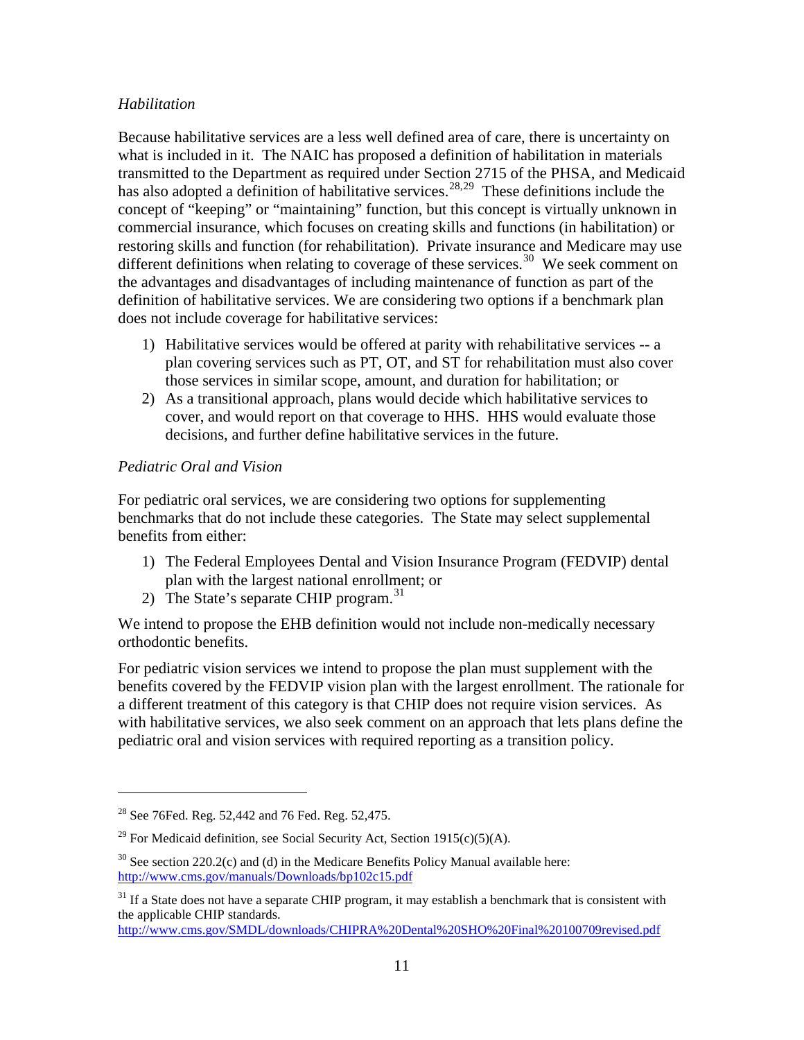*Habilitation*

Because habilitative services are a less well defined area of care, there is uncertainty on what is included in it. The NAIC has proposed a definition of habilitation in materials transmitted to the Department as required under Section 2715 of the PHSA, and Medicaid has also adopted a definition of habilitative services.[28,29] These definitions include the concept of "keeping" or "maintaining" function, but this concept is virtually unknown in commercial insurance, which focuses on creating skills and functions (in habilitation) or restoring skills and function (for rehabilitation). Private insurance and Medicare may use different definitions when relating to coverage of these services.[30] We seek comment on the advantages and disadvantages of including maintenance of function as part of the definition of habilitative services. We are considering two options if a benchmark plan does not include coverage for habilitative services:

1) Habilitative services would be offered at parity with rehabilitative services -- a plan covering services such as PT, OT, and ST for rehabilitation must also cover those services in similar scope, amount, and duration for habilitation; or
2) As a transitional approach, plans would decide which habilitative services to cover, and would report on that coverage to HHS. HHS would evaluate those decisions, and further define habilitative services in the future.

*Pediatric Oral and Vision*

For pediatric oral services, we are considering two options for supplementing benchmarks that do not include these categories. The State may select supplemental benefits from either:

1) The Federal Employees Dental and Vision Insurance Program (FEDVIP) dental plan with the largest national enrollment; or
2) The State's separate CHIP program.[31]

We intend to propose the EHB definition would not include non-medically necessary orthodontic benefits.

For pediatric vision services we intend to propose the plan must supplement with the benefits covered by the FEDVIP vision plan with the largest enrollment. The rationale for a different treatment of this category is that CHIP does not require vision services. As with habilitative services, we also seek comment on an approach that lets plans define the pediatric oral and vision services with required reporting as a transition policy.

---

[28] See 76Fed. Reg. 52,442 and 76 Fed. Reg. 52,475.

[29] For Medicaid definition, see Social Security Act, Section 1915(c)(5)(A).

[30] See section 220.2(c) and (d) in the Medicare Benefits Policy Manual available here: http://www.cms.gov/manuals/Downloads/bp102c15.pdf

[31] If a State does not have a separate CHIP program, it may establish a benchmark that is consistent with the applicable CHIP standards. http://www.cms.gov/SMDL/downloads/CHIPRA%20Dental%20SHO%20Final%20100709revised.pdf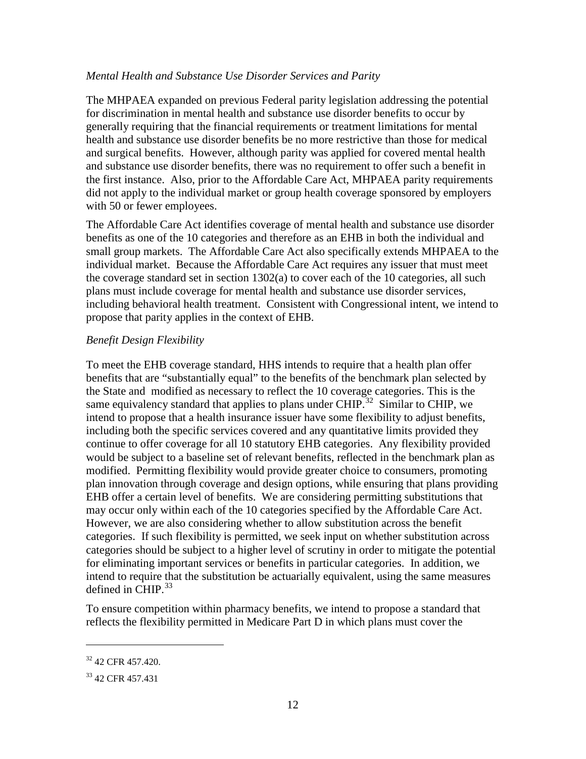*Mental Health and Substance Use Disorder Services and Parity*

The MHPAEA expanded on previous Federal parity legislation addressing the potential for discrimination in mental health and substance use disorder benefits to occur by generally requiring that the financial requirements or treatment limitations for mental health and substance use disorder benefits be no more restrictive than those for medical and surgical benefits. However, although parity was applied for covered mental health and substance use disorder benefits, there was no requirement to offer such a benefit in the first instance. Also, prior to the Affordable Care Act, MHPAEA parity requirements did not apply to the individual market or group health coverage sponsored by employers with 50 or fewer employees.

The Affordable Care Act identifies coverage of mental health and substance use disorder benefits as one of the 10 categories and therefore as an EHB in both the individual and small group markets. The Affordable Care Act also specifically extends MHPAEA to the individual market. Because the Affordable Care Act requires any issuer that must meet the coverage standard set in section 1302(a) to cover each of the 10 categories, all such plans must include coverage for mental health and substance use disorder services, including behavioral health treatment. Consistent with Congressional intent, we intend to propose that parity applies in the context of EHB.

*Benefit Design Flexibility*

To meet the EHB coverage standard, HHS intends to require that a health plan offer benefits that are "substantially equal" to the benefits of the benchmark plan selected by the State and modified as necessary to reflect the 10 coverage categories. This is the same equivalency standard that applies to plans under CHIP.[32] Similar to CHIP, we intend to propose that a health insurance issuer have some flexibility to adjust benefits, including both the specific services covered and any quantitative limits provided they continue to offer coverage for all 10 statutory EHB categories. Any flexibility provided would be subject to a baseline set of relevant benefits, reflected in the benchmark plan as modified. Permitting flexibility would provide greater choice to consumers, promoting plan innovation through coverage and design options, while ensuring that plans providing EHB offer a certain level of benefits. We are considering permitting substitutions that may occur only within each of the 10 categories specified by the Affordable Care Act. However, we are also considering whether to allow substitution across the benefit categories. If such flexibility is permitted, we seek input on whether substitution across categories should be subject to a higher level of scrutiny in order to mitigate the potential for eliminating important services or benefits in particular categories. In addition, we intend to require that the substitution be actuarially equivalent, using the same measures defined in CHIP.[33]

To ensure competition within pharmacy benefits, we intend to propose a standard that reflects the flexibility permitted in Medicare Part D in which plans must cover the

---

[32] 42 CFR 457.420.

[33] 42 CFR 457.431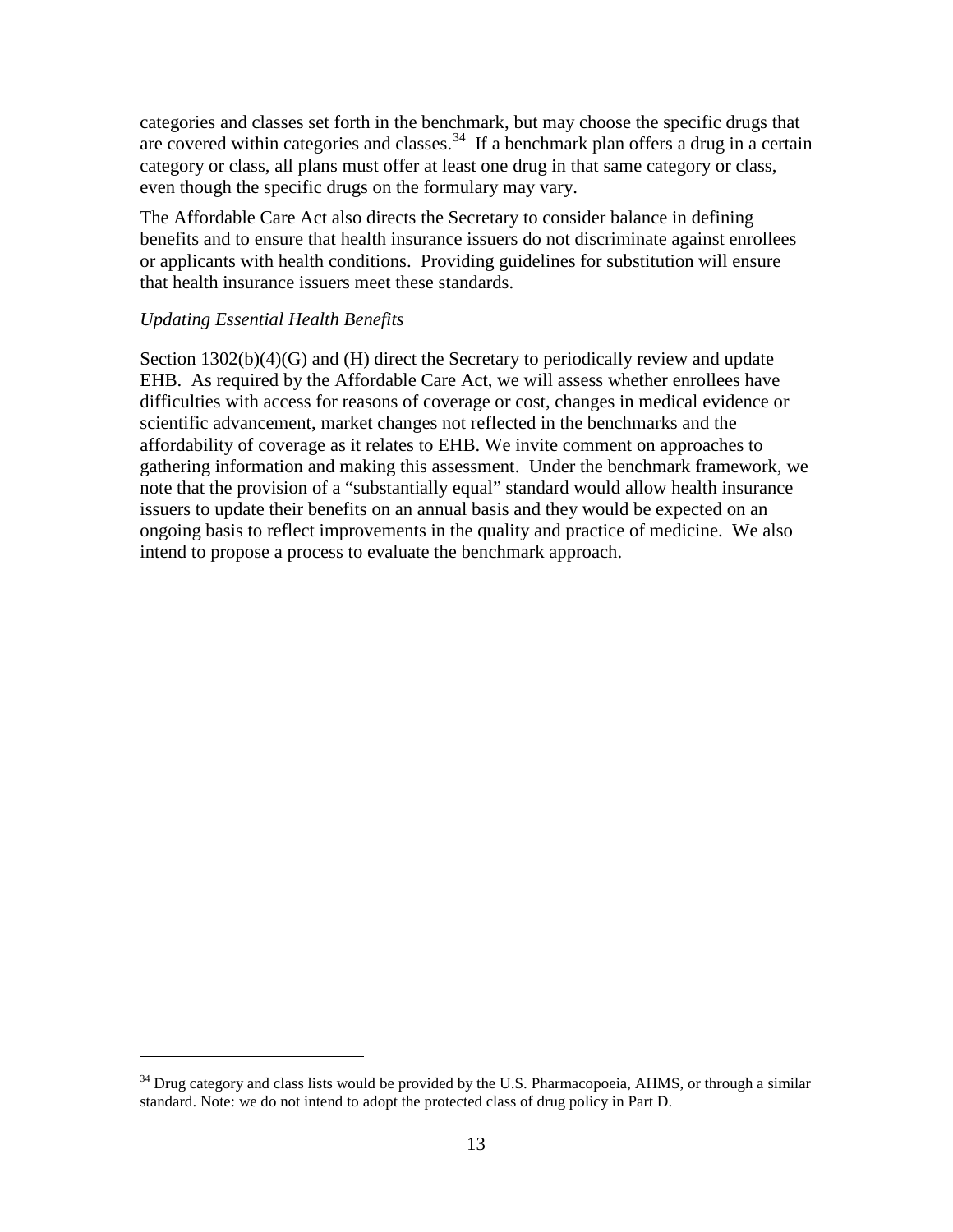categories and classes set forth in the benchmark, but may choose the specific drugs that are covered within categories and classes.[34] If a benchmark plan offers a drug in a certain category or class, all plans must offer at least one drug in that same category or class, even though the specific drugs on the formulary may vary.

The Affordable Care Act also directs the Secretary to consider balance in defining benefits and to ensure that health insurance issuers do not discriminate against enrollees or applicants with health conditions. Providing guidelines for substitution will ensure that health insurance issuers meet these standards.

*Updating Essential Health Benefits*

Section 1302(b)(4)(G) and (H) direct the Secretary to periodically review and update EHB. As required by the Affordable Care Act, we will assess whether enrollees have difficulties with access for reasons of coverage or cost, changes in medical evidence or scientific advancement, market changes not reflected in the benchmarks and the affordability of coverage as it relates to EHB. We invite comment on approaches to gathering information and making this assessment. Under the benchmark framework, we note that the provision of a "substantially equal" standard would allow health insurance issuers to update their benefits on an annual basis and they would be expected on an ongoing basis to reflect improvements in the quality and practice of medicine. We also intend to propose a process to evaluate the benchmark approach.

---

[34] Drug category and class lists would be provided by the U.S. Pharmacopoeia, AHMS, or through a similar standard. Note: we do not intend to adopt the protected class of drug policy in Part D.